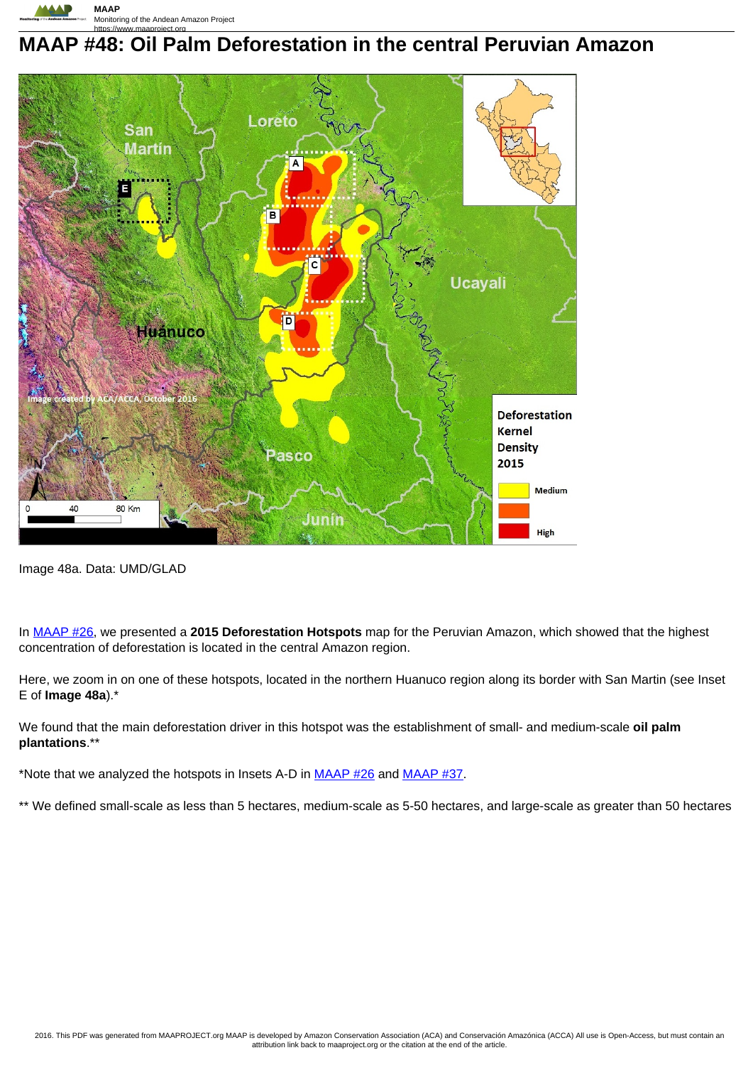# MAAP #48: Oil Palm Deforestation in the central Peruvian Amazon

Image 48a. Data: UMD/GLAD

In MAAP #26, we presented a **2015 Deforestation Hotspots** map for the Peruvian Amazon, which showed that the highest concentration of deforestation is located in the central Amazon region.

Here, we zoom in on one of these hotspots, located in the northern Huanuco region along its border with San Martin (see Inset E of **Image 48a**).*

We found that the main deforestation driver in this hotspot was the establishment of small- and medium-scale **oil palm plantations**.**

*Note that we analyzed the hotspots in Insets A-D in MAAP #26 and MAAP #37.

** We defined small-scale as less than 5 hectares, medium-scale as 5-50 hectares, and large-scale as greater than 50 hectares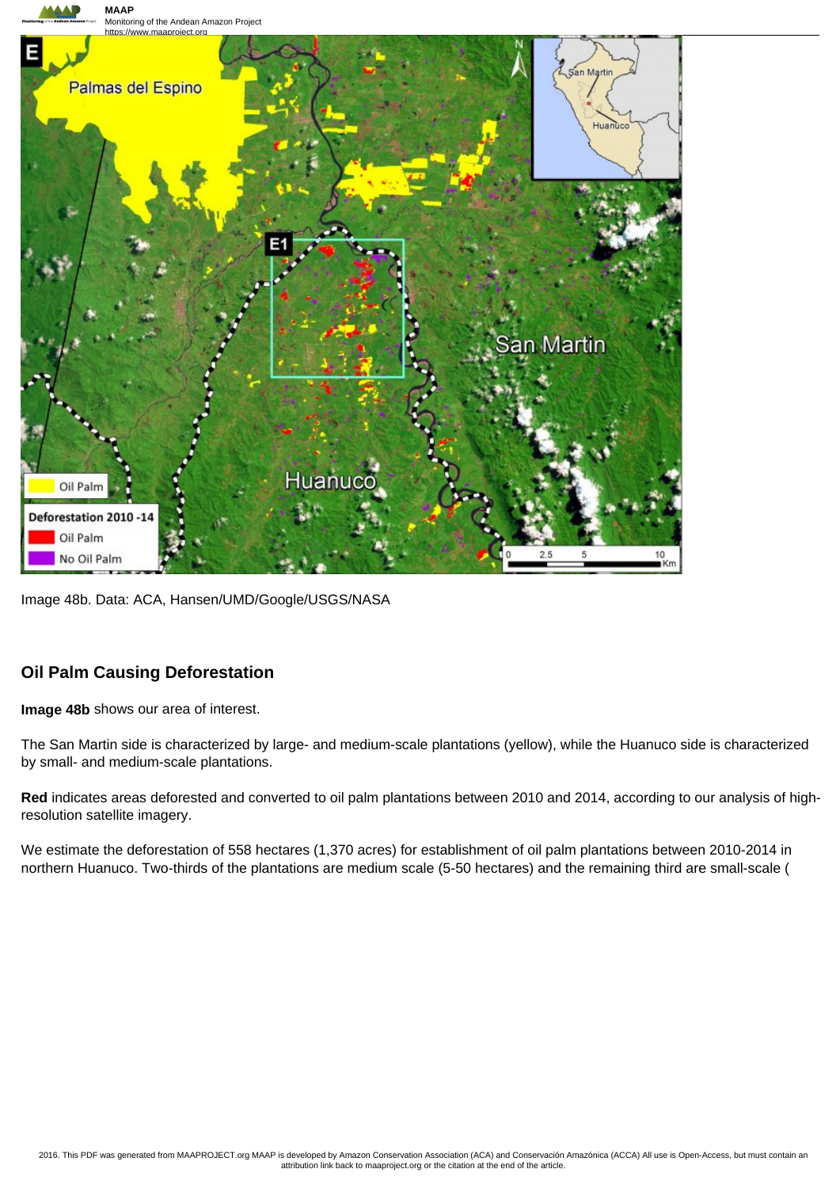Image 48b. Data: ACA, Hansen/UMD/Google/USGS/NASA

## Oil Palm Causing Deforestation

**Image 48b** shows our area of interest.

The San Martin side is characterized by large- and medium-scale plantations (yellow), while the Huanuco side is characterized by small- and medium-scale plantations.

**Red** indicates areas deforested and converted to oil palm plantations between 2010 and 2014, according to our analysis of high-resolution satellite imagery.

We estimate the deforestation of 558 hectares (1,370 acres) for establishment of oil palm plantations between 2010-2014 in northern Huanuco. Two-thirds of the plantations are medium scale (5-50 hectares) and the remaining third are small-scale (